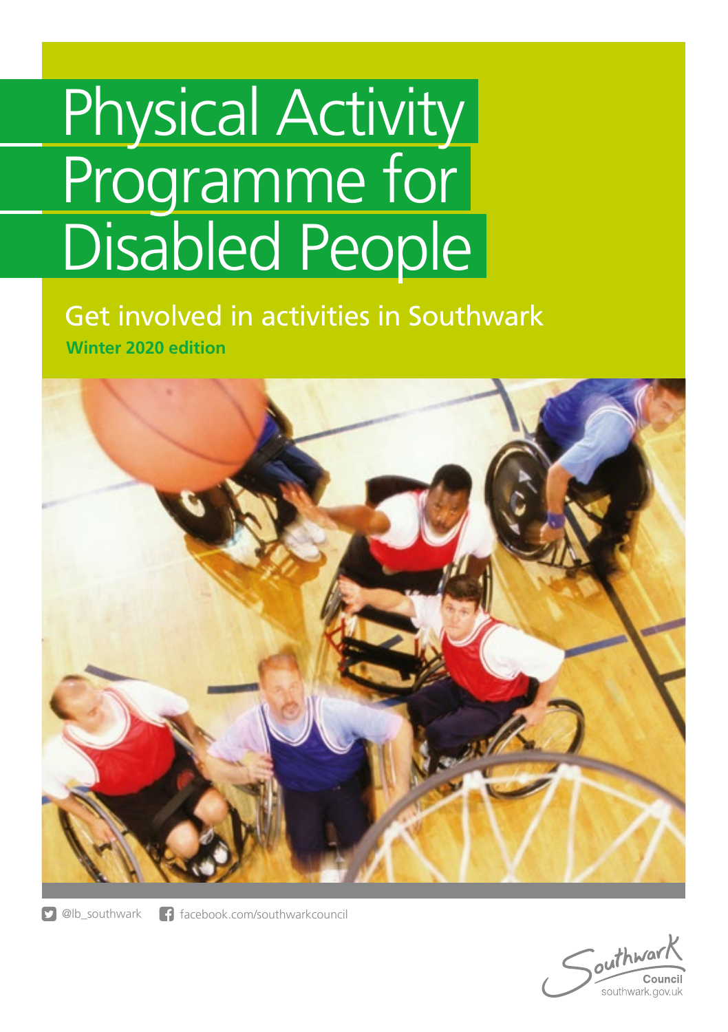# Physical Activity Programme for Disabled People

## Get involved in activities in Southwark

**Winter 2020 edition**

@lb_southwark  facebook.com/southwarkcouncil

Southwark Council
southwark.gov.uk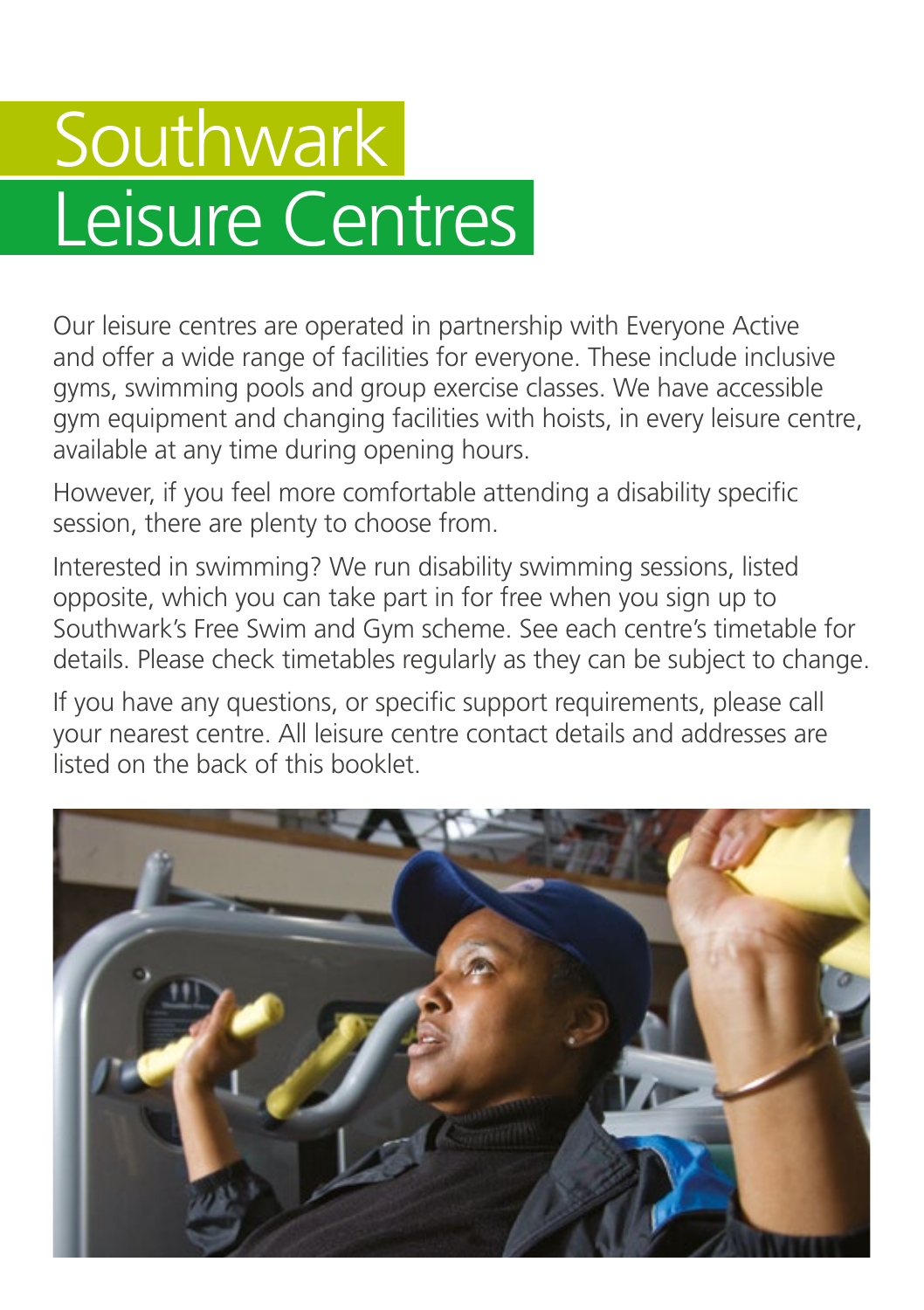# Southwark Leisure Centres

Our leisure centres are operated in partnership with Everyone Active and offer a wide range of facilities for everyone. These include inclusive gyms, swimming pools and group exercise classes. We have accessible gym equipment and changing facilities with hoists, in every leisure centre, available at any time during opening hours.

However, if you feel more comfortable attending a disability specific session, there are plenty to choose from.

Interested in swimming? We run disability swimming sessions, listed opposite, which you can take part in for free when you sign up to Southwark's Free Swim and Gym scheme. See each centre's timetable for details. Please check timetables regularly as they can be subject to change.

If you have any questions, or specific support requirements, please call your nearest centre. All leisure centre contact details and addresses are listed on the back of this booklet.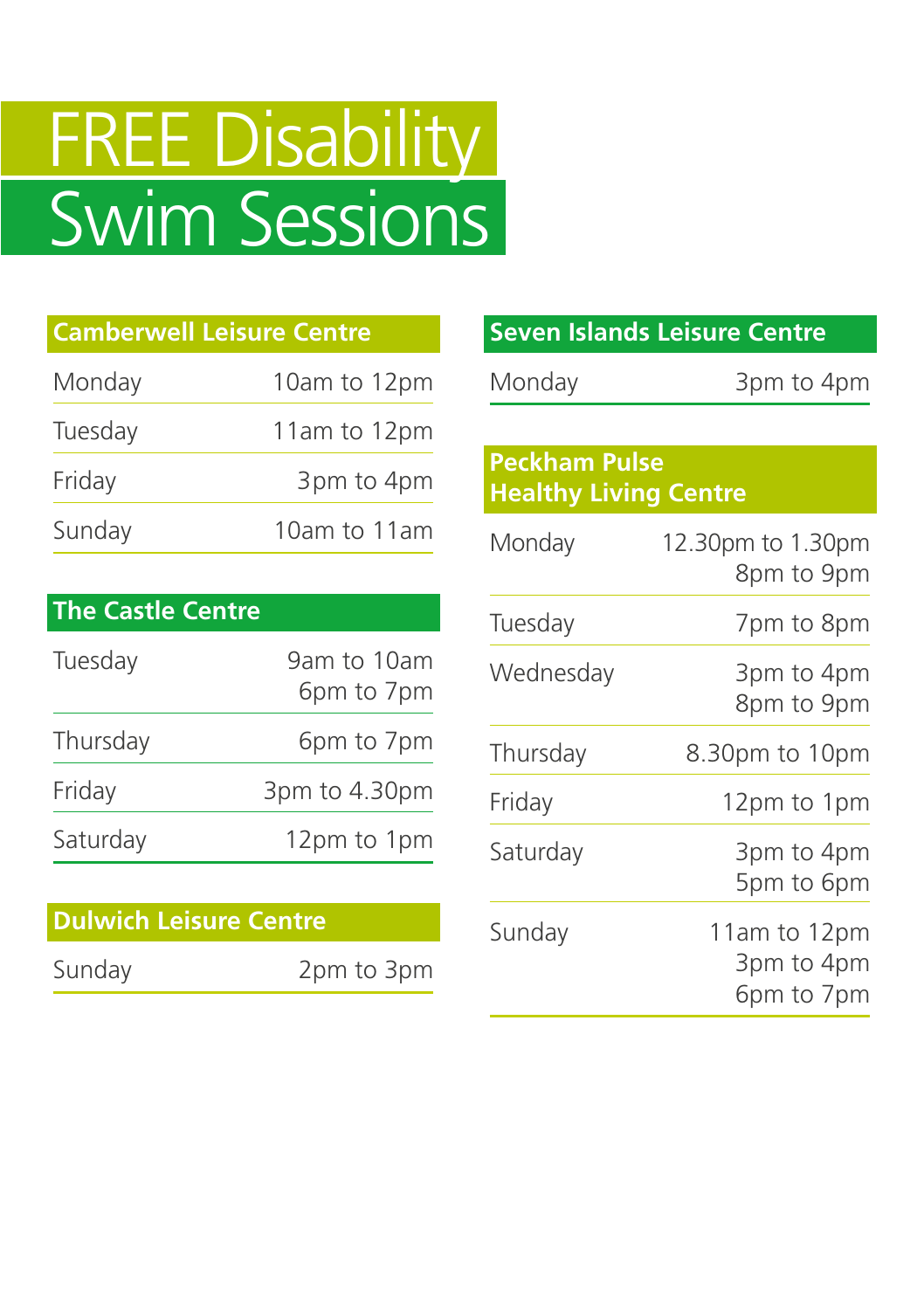# FREE Disability Swim Sessions

## Camberwell Leisure Centre

| Day | Time |
|---|---|
| Monday | 10am to 12pm |
| Tuesday | 11am to 12pm |
| Friday | 3pm to 4pm |
| Sunday | 10am to 11am |

## The Castle Centre

| Day | Time |
|---|---|
| Tuesday | 9am to 10am<br>6pm to 7pm |
| Thursday | 6pm to 7pm |
| Friday | 3pm to 4.30pm |
| Saturday | 12pm to 1pm |

## Dulwich Leisure Centre

| Day | Time |
|---|---|
| Sunday | 2pm to 3pm |

## Seven Islands Leisure Centre

| Day | Time |
|---|---|
| Monday | 3pm to 4pm |

## Peckham Pulse Healthy Living Centre

| Day | Time |
|---|---|
| Monday | 12.30pm to 1.30pm<br>8pm to 9pm |
| Tuesday | 7pm to 8pm |
| Wednesday | 3pm to 4pm<br>8pm to 9pm |
| Thursday | 8.30pm to 10pm |
| Friday | 12pm to 1pm |
| Saturday | 3pm to 4pm<br>5pm to 6pm |
| Sunday | 11am to 12pm<br>3pm to 4pm<br>6pm to 7pm |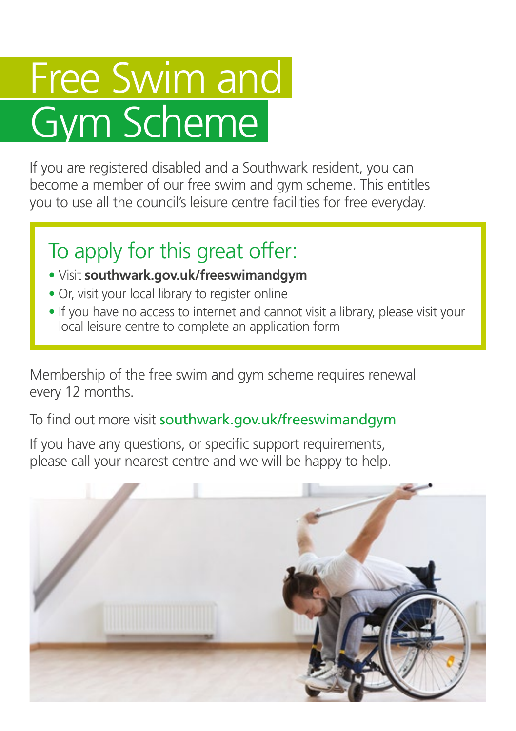# Free Swim and Gym Scheme

If you are registered disabled and a Southwark resident, you can become a member of our free swim and gym scheme. This entitles you to use all the council's leisure centre facilities for free everyday.

## To apply for this great offer:

- Visit **southwark.gov.uk/freeswimandgym**
- Or, visit your local library to register online
- If you have no access to internet and cannot visit a library, please visit your local leisure centre to complete an application form

Membership of the free swim and gym scheme requires renewal every 12 months.

To find out more visit southwark.gov.uk/freeswimandgym

If you have any questions, or specific support requirements, please call your nearest centre and we will be happy to help.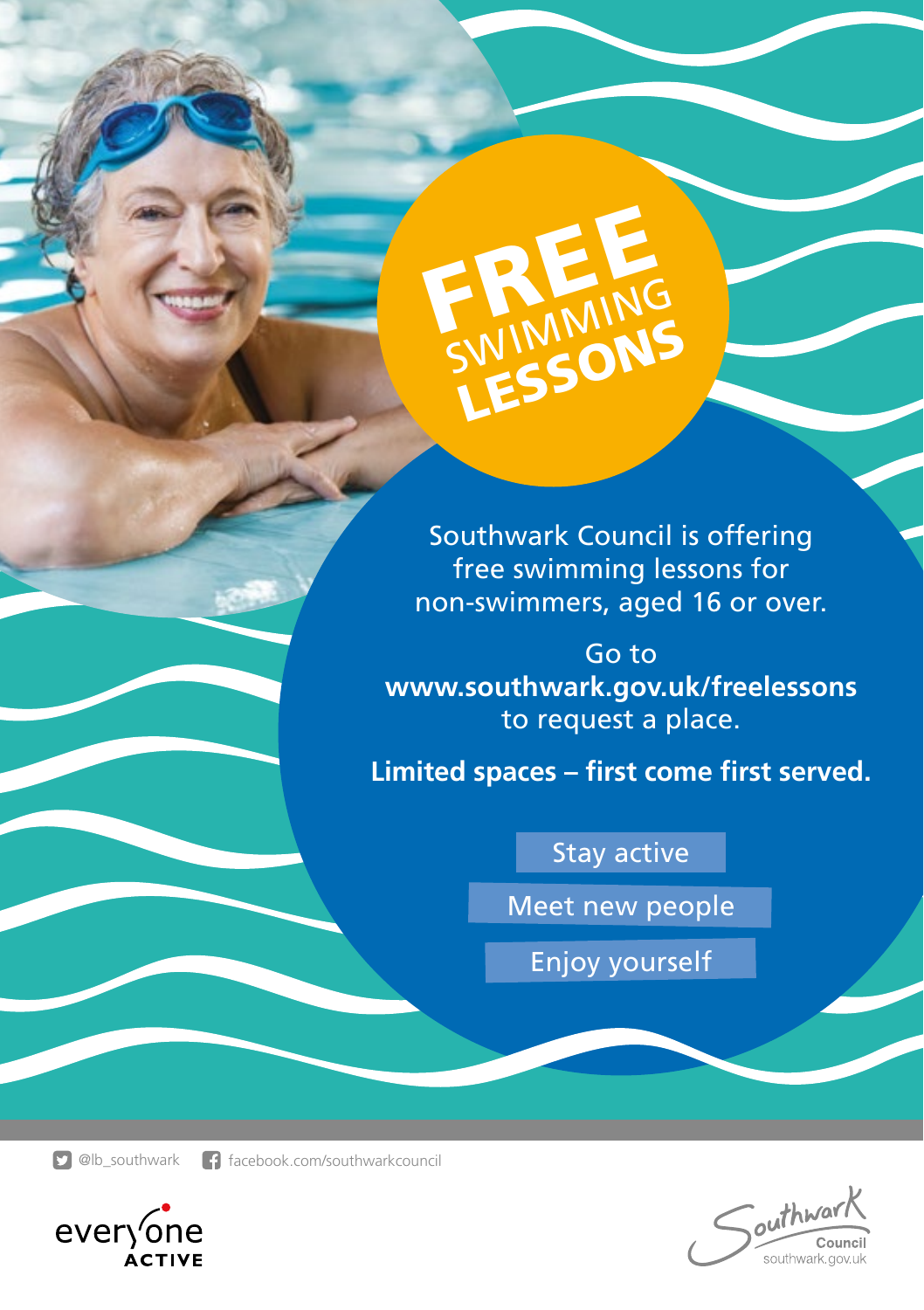# FREE SWIMMING LESSONS

Southwark Council is offering free swimming lessons for non-swimmers, aged 16 or over.

Go to **www.southwark.gov.uk/freelessons** to request a place.

**Limited spaces – first come first served.**

- Stay active
- Meet new people
- Enjoy yourself

@lb_southwark   facebook.com/southwarkcouncil

everyone ACTIVE

Southwark Council
southwark.gov.uk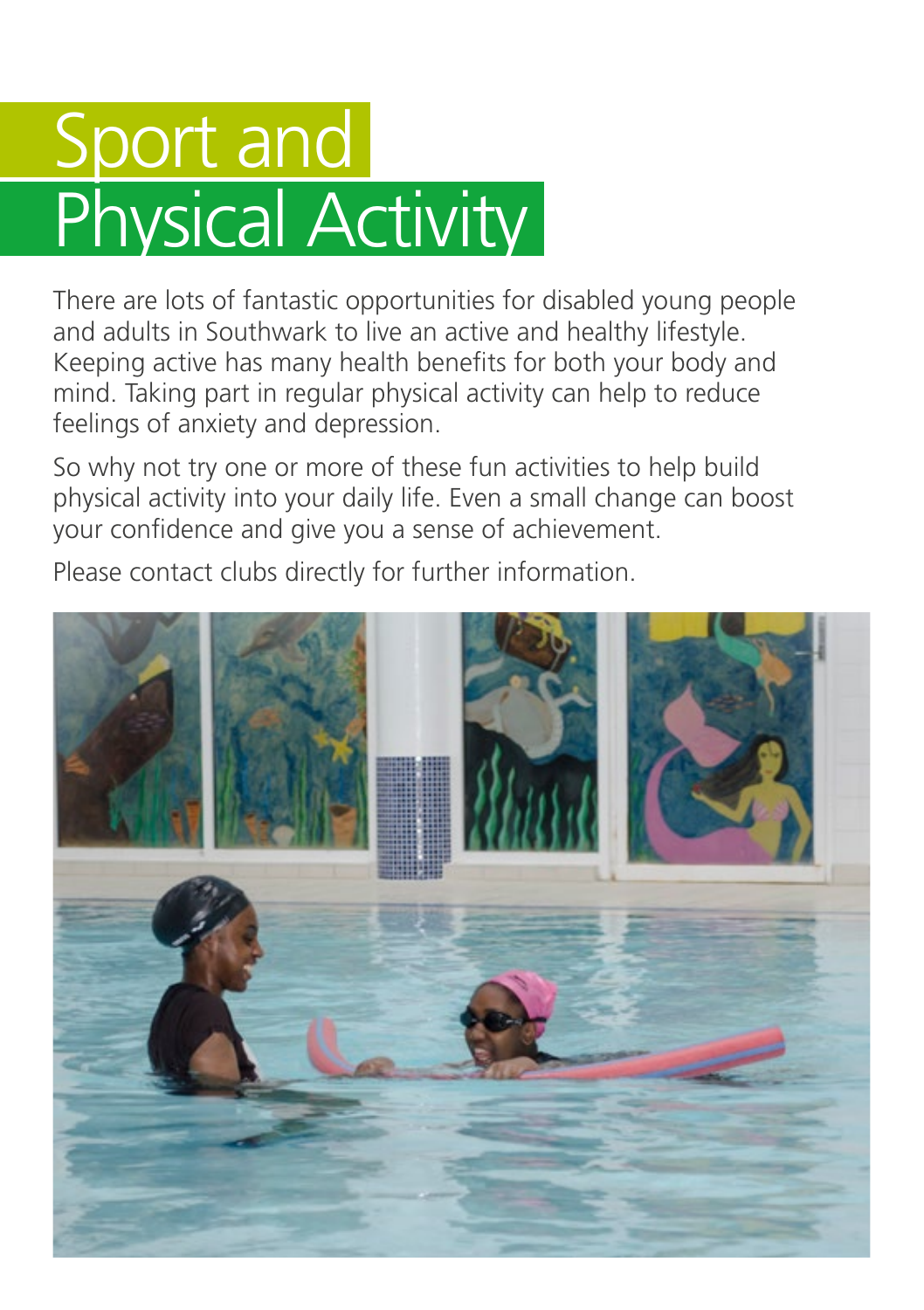# Sport and Physical Activity

There are lots of fantastic opportunities for disabled young people and adults in Southwark to live an active and healthy lifestyle. Keeping active has many health benefits for both your body and mind. Taking part in regular physical activity can help to reduce feelings of anxiety and depression.

So why not try one or more of these fun activities to help build physical activity into your daily life. Even a small change can boost your confidence and give you a sense of achievement.

Please contact clubs directly for further information.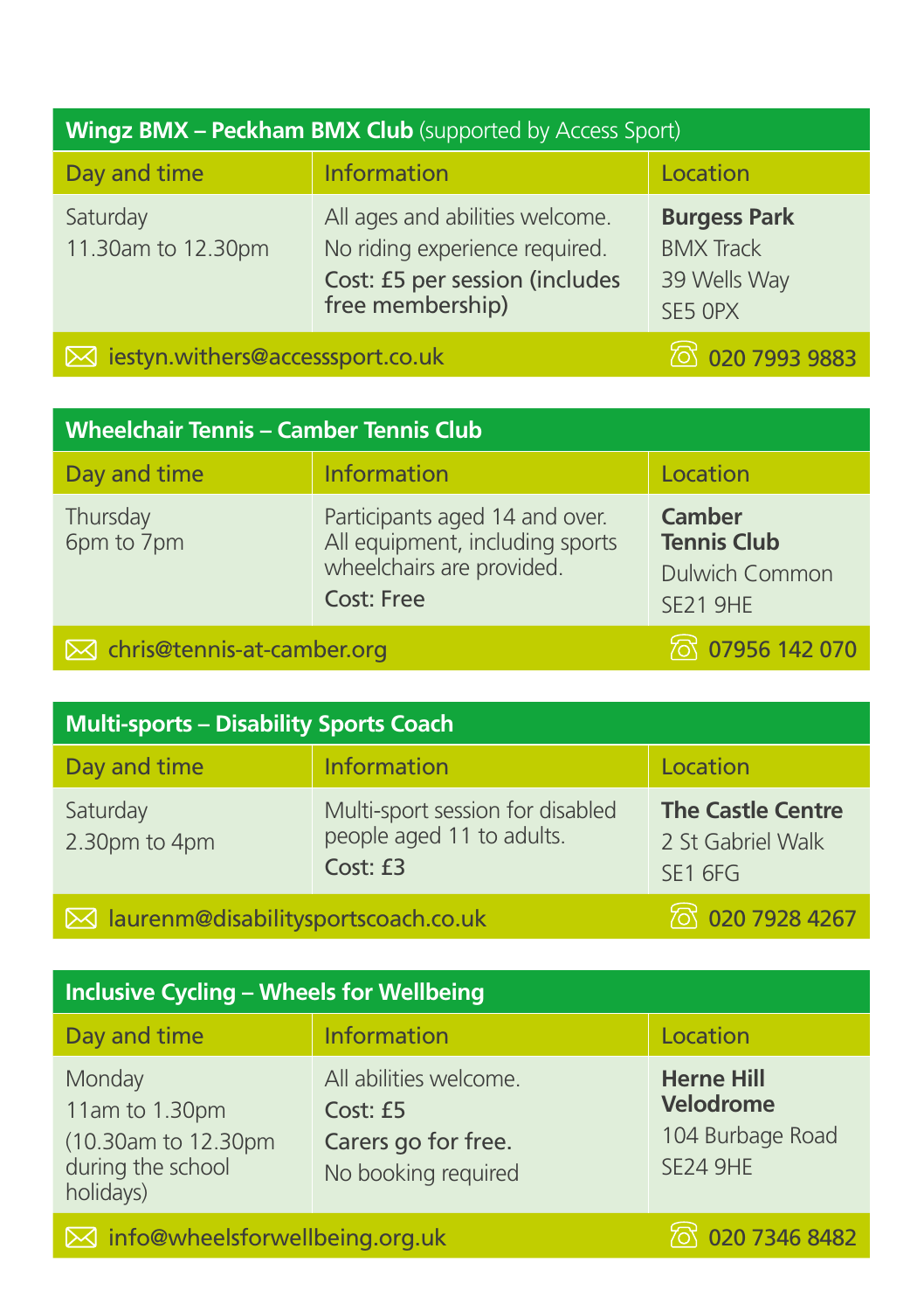## Wingz BMX – Peckham BMX Club (supported by Access Sport)

| Day and time | Information | Location |
|---|---|---|
| Saturday<br>11.30am to 12.30pm | All ages and abilities welcome.<br>No riding experience required.<br>Cost: £5 per session (includes free membership) | **Burgess Park**<br>BMX Track<br>39 Wells Way<br>SE5 0PX |

✉ iestyn.withers@accesssport.co.uk ☏ 020 7993 9883

## Wheelchair Tennis – Camber Tennis Club

| Day and time | Information | Location |
|---|---|---|
| Thursday<br>6pm to 7pm | Participants aged 14 and over. All equipment, including sports wheelchairs are provided.<br>Cost: Free | **Camber Tennis Club**<br>Dulwich Common<br>SE21 9HE |

✉ chris@tennis-at-camber.org ☏ 07956 142 070

## Multi-sports – Disability Sports Coach

| Day and time | Information | Location |
|---|---|---|
| Saturday<br>2.30pm to 4pm | Multi-sport session for disabled people aged 11 to adults.<br>Cost: £3 | **The Castle Centre**<br>2 St Gabriel Walk<br>SE1 6FG |

✉ laurenm@disabilitysportscoach.co.uk ☏ 020 7928 4267

## Inclusive Cycling – Wheels for Wellbeing

| Day and time | Information | Location |
|---|---|---|
| Monday<br>11am to 1.30pm<br>(10.30am to 12.30pm during the school holidays) | All abilities welcome.<br>Cost: £5<br>Carers go for free.<br>No booking required | **Herne Hill Velodrome**<br>104 Burbage Road<br>SE24 9HE |

✉ info@wheelsforwellbeing.org.uk ☏ 020 7346 8482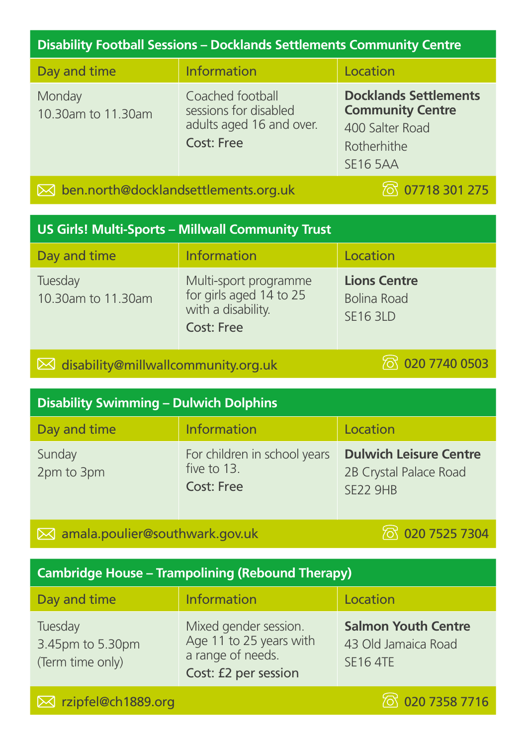## Disability Football Sessions – Docklands Settlements Community Centre

| Day and time | Information | Location |
| --- | --- | --- |
| Monday<br>10.30am to 11.30am | Coached football sessions for disabled adults aged 16 and over.<br>Cost: Free | **Docklands Settlements Community Centre**<br>400 Salter Road<br>Rotherhithe<br>SE16 5AA |

ben.north@docklandsettlements.org.uk — 07718 301 275

## US Girls! Multi-Sports – Millwall Community Trust

| Day and time | Information | Location |
| --- | --- | --- |
| Tuesday<br>10.30am to 11.30am | Multi-sport programme for girls aged 14 to 25 with a disability.<br>Cost: Free | **Lions Centre**<br>Bolina Road<br>SE16 3LD |

disability@millwallcommunity.org.uk — 020 7740 0503

## Disability Swimming – Dulwich Dolphins

| Day and time | Information | Location |
| --- | --- | --- |
| Sunday<br>2pm to 3pm | For children in school years five to 13.<br>Cost: Free | **Dulwich Leisure Centre**<br>2B Crystal Palace Road<br>SE22 9HB |

amala.poulier@southwark.gov.uk — 020 7525 7304

## Cambridge House – Trampolining (Rebound Therapy)

| Day and time | Information | Location |
| --- | --- | --- |
| Tuesday<br>3.45pm to 5.30pm<br>(Term time only) | Mixed gender session. Age 11 to 25 years with a range of needs.<br>Cost: £2 per session | **Salmon Youth Centre**<br>43 Old Jamaica Road<br>SE16 4TE |

rzipfel@ch1889.org — 020 7358 7716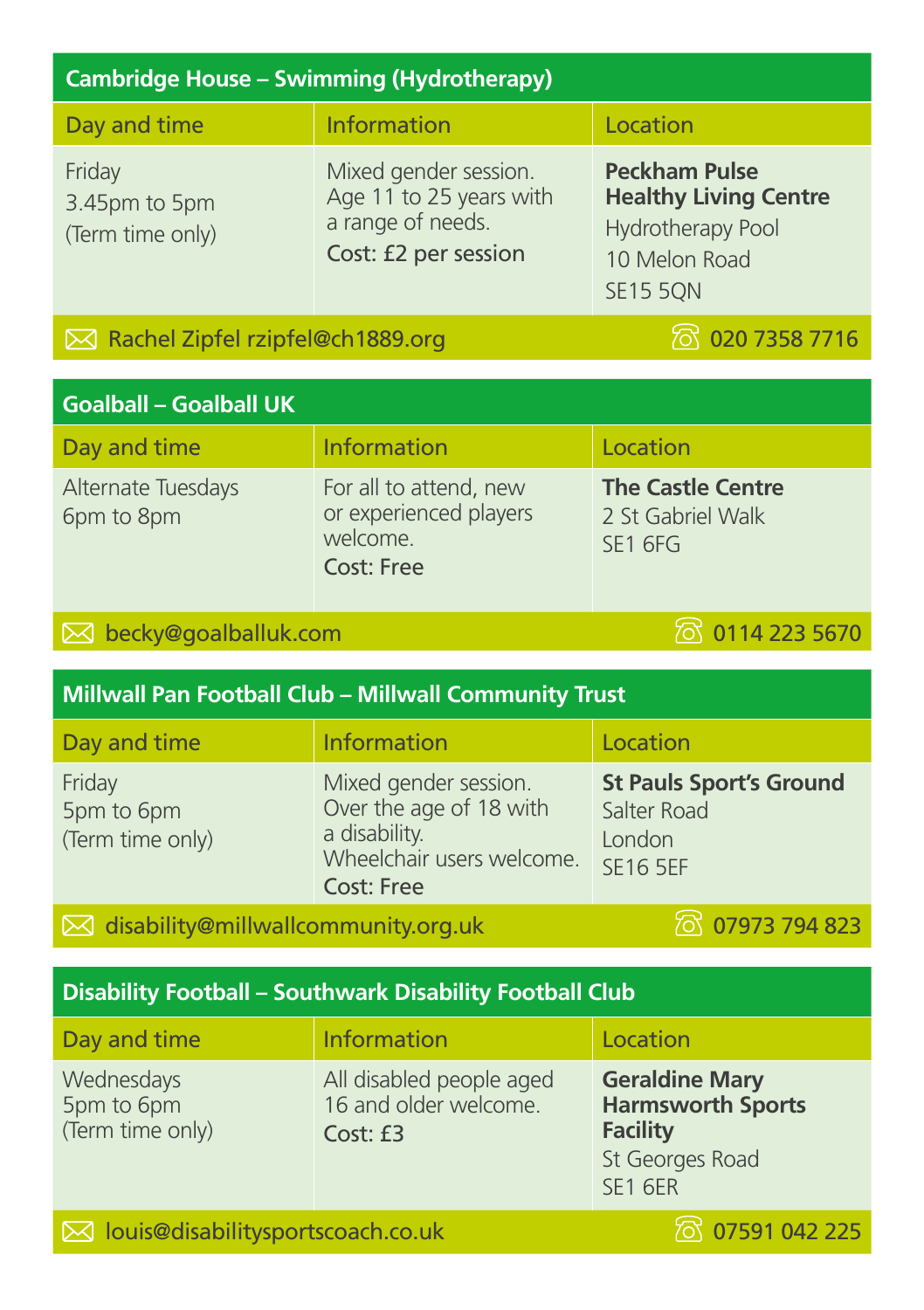## Cambridge House – Swimming (Hydrotherapy)

| Day and time | Information | Location |
| --- | --- | --- |
| Friday<br>3.45pm to 5pm<br>(Term time only) | Mixed gender session. Age 11 to 25 years with a range of needs.<br>Cost: £2 per session | **Peckham Pulse Healthy Living Centre**<br>Hydrotherapy Pool<br>10 Melon Road<br>SE15 5QN |

Rachel Zipfel rzipfel@ch1889.org — 020 7358 7716

## Goalball – Goalball UK

| Day and time | Information | Location |
| --- | --- | --- |
| Alternate Tuesdays<br>6pm to 8pm | For all to attend, new or experienced players welcome.<br>Cost: Free | **The Castle Centre**<br>2 St Gabriel Walk<br>SE1 6FG |

becky@goalballuk.com — 0114 223 5670

## Millwall Pan Football Club – Millwall Community Trust

| Day and time | Information | Location |
| --- | --- | --- |
| Friday<br>5pm to 6pm<br>(Term time only) | Mixed gender session. Over the age of 18 with a disability.<br>Wheelchair users welcome.<br>Cost: Free | **St Pauls Sport's Ground**<br>Salter Road<br>London<br>SE16 5EF |

disability@millwallcommunity.org.uk — 07973 794 823

## Disability Football – Southwark Disability Football Club

| Day and time | Information | Location |
| --- | --- | --- |
| Wednesdays<br>5pm to 6pm<br>(Term time only) | All disabled people aged 16 and older welcome.<br>Cost: £3 | **Geraldine Mary Harmsworth Sports Facility**<br>St Georges Road<br>SE1 6ER |

louis@disabilitysportscoach.co.uk — 07591 042 225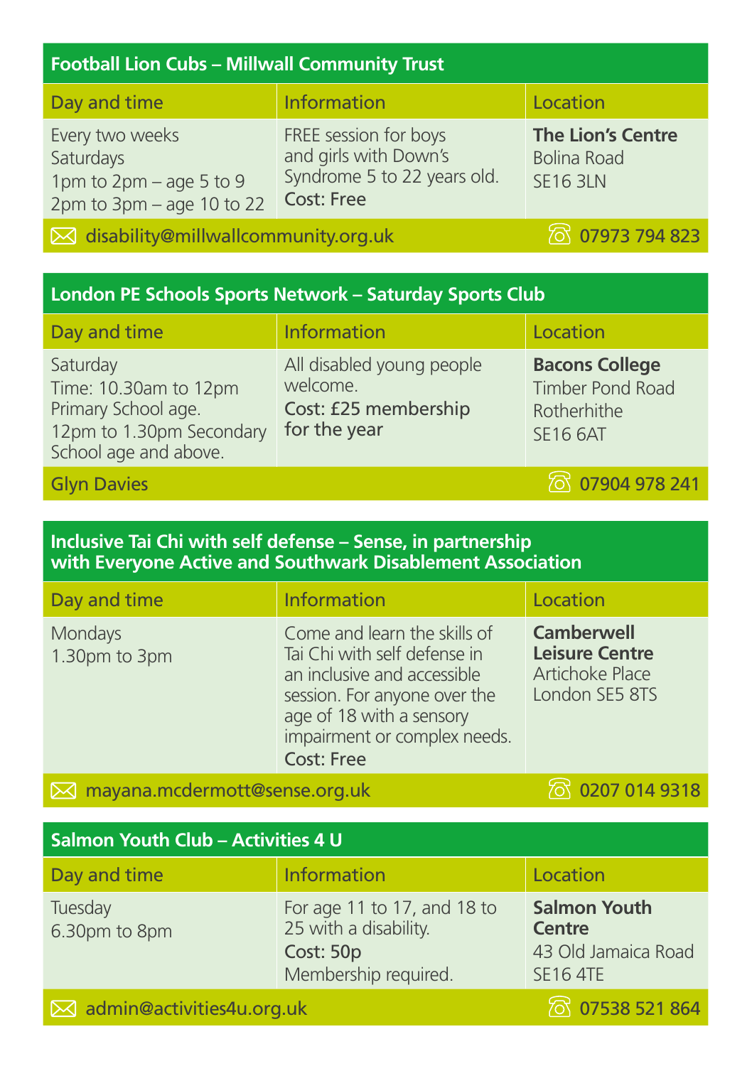## Football Lion Cubs – Millwall Community Trust

| Day and time | Information | Location |
|---|---|---|
| Every two weeks<br>Saturdays<br>1pm to 2pm – age 5 to 9<br>2pm to 3pm – age 10 to 22 | FREE session for boys and girls with Down's Syndrome 5 to 22 years old.<br>**Cost: Free** | **The Lion's Centre**<br>Bolina Road<br>SE16 3LN |

disability@millwallcommunity.org.uk — 07973 794 823

## London PE Schools Sports Network – Saturday Sports Club

| Day and time | Information | Location |
|---|---|---|
| Saturday<br>Time: 10.30am to 12pm Primary School age.<br>12pm to 1.30pm Secondary School age and above. | All disabled young people welcome.<br>**Cost: £25 membership for the year** | **Bacons College**<br>Timber Pond Road<br>Rotherhithe<br>SE16 6AT |

Glyn Davies — 07904 978 241

## Inclusive Tai Chi with self defense – Sense, in partnership with Everyone Active and Southwark Disablement Association

| Day and time | Information | Location |
|---|---|---|
| Mondays<br>1.30pm to 3pm | Come and learn the skills of Tai Chi with self defense in an inclusive and accessible session. For anyone over the age of 18 with a sensory impairment or complex needs.<br>**Cost: Free** | **Camberwell Leisure Centre**<br>Artichoke Place<br>London SE5 8TS |

mayana.mcdermott@sense.org.uk — 0207 014 9318

## Salmon Youth Club – Activities 4 U

| Day and time | Information | Location |
|---|---|---|
| Tuesday<br>6.30pm to 8pm | For age 11 to 17, and 18 to 25 with a disability.<br>**Cost: 50p**<br>Membership required. | **Salmon Youth Centre**<br>43 Old Jamaica Road<br>SE16 4TE |

admin@activities4u.org.uk — 07538 521 864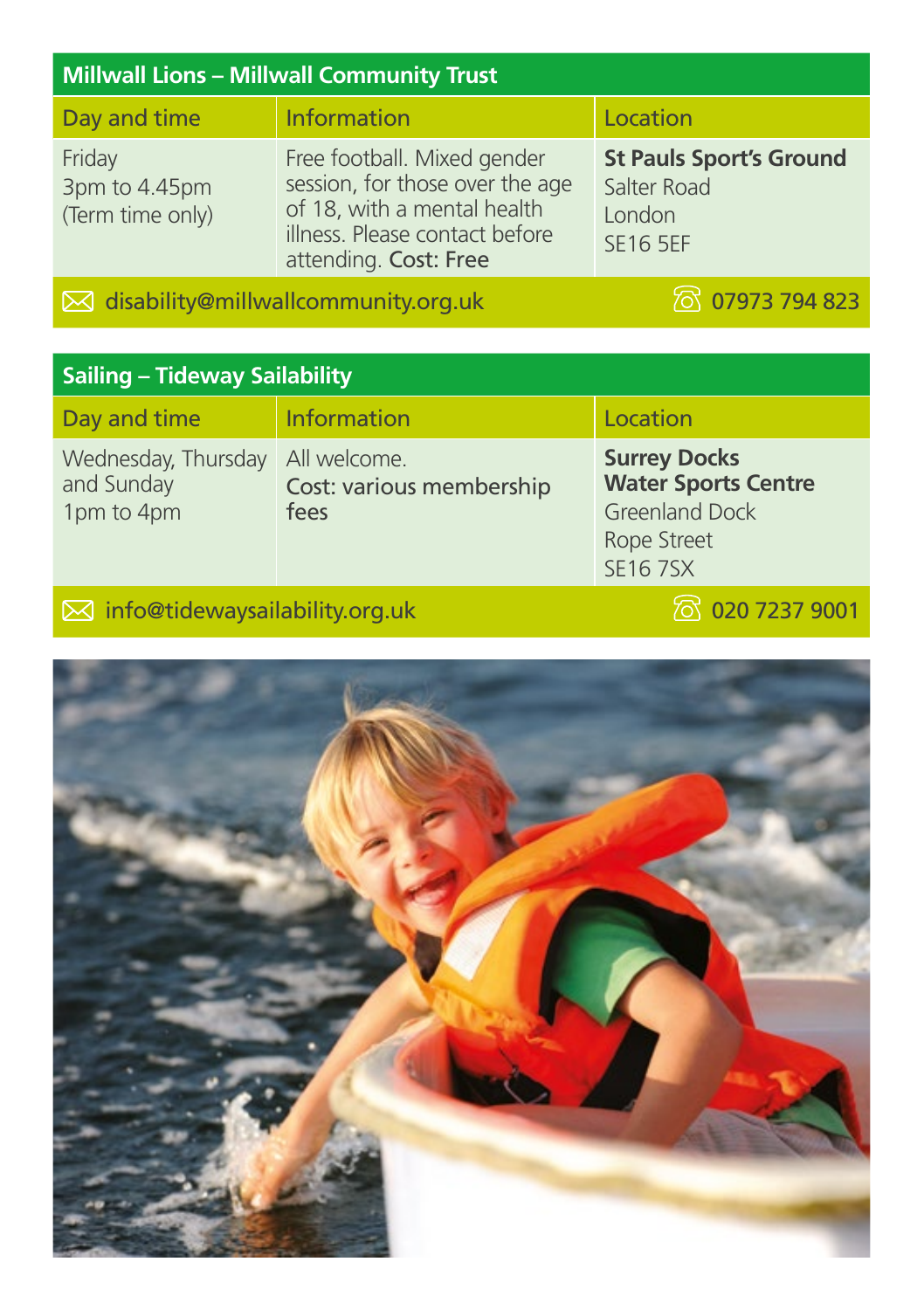## Millwall Lions – Millwall Community Trust

| Day and time | Information | Location |
| --- | --- | --- |
| Friday<br>3pm to 4.45pm<br>(Term time only) | Free football. Mixed gender session, for those over the age of 18, with a mental health illness. Please contact before attending. **Cost: Free** | **St Pauls Sport's Ground**<br>Salter Road<br>London<br>SE16 5EF |

disability@millwallcommunity.org.uk — 07973 794 823

## Sailing – Tideway Sailability

| Day and time | Information | Location |
| --- | --- | --- |
| Wednesday, Thursday and Sunday<br>1pm to 4pm | All welcome.<br>**Cost: various membership fees** | **Surrey Docks Water Sports Centre**<br>Greenland Dock<br>Rope Street<br>SE16 7SX |

info@tidewaysailability.org.uk — 020 7237 9001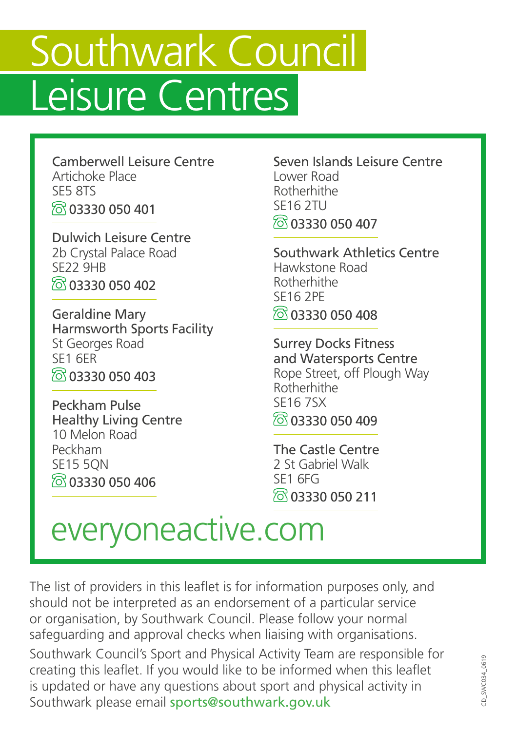# Southwark Council Leisure Centres

**Camberwell Leisure Centre**
Artichoke Place
SE5 8TS
☎ 03330 050 401

**Dulwich Leisure Centre**
2b Crystal Palace Road
SE22 9HB
☎ 03330 050 402

**Geraldine Mary Harmsworth Sports Facility**
St Georges Road
SE1 6ER
☎ 03330 050 403

**Peckham Pulse Healthy Living Centre**
10 Melon Road
Peckham
SE15 5QN
☎ 03330 050 406

**Seven Islands Leisure Centre**
Lower Road
Rotherhithe
SE16 2TU
☎ 03330 050 407

**Southwark Athletics Centre**
Hawkstone Road
Rotherhithe
SE16 2PE
☎ 03330 050 408

**Surrey Docks Fitness and Watersports Centre**
Rope Street, off Plough Way
Rotherhithe
SE16 7SX
☎ 03330 050 409

**The Castle Centre**
2 St Gabriel Walk
SE1 6FG
☎ 03330 050 211

everyoneactive.com

The list of providers in this leaflet is for information purposes only, and should not be interpreted as an endorsement of a particular service or organisation, by Southwark Council. Please follow your normal safeguarding and approval checks when liaising with organisations.

Southwark Council's Sport and Physical Activity Team are responsible for creating this leaflet. If you would like to be informed when this leaflet is updated or have any questions about sport and physical activity in Southwark please email sports@southwark.gov.uk

CD_SWC034_0619